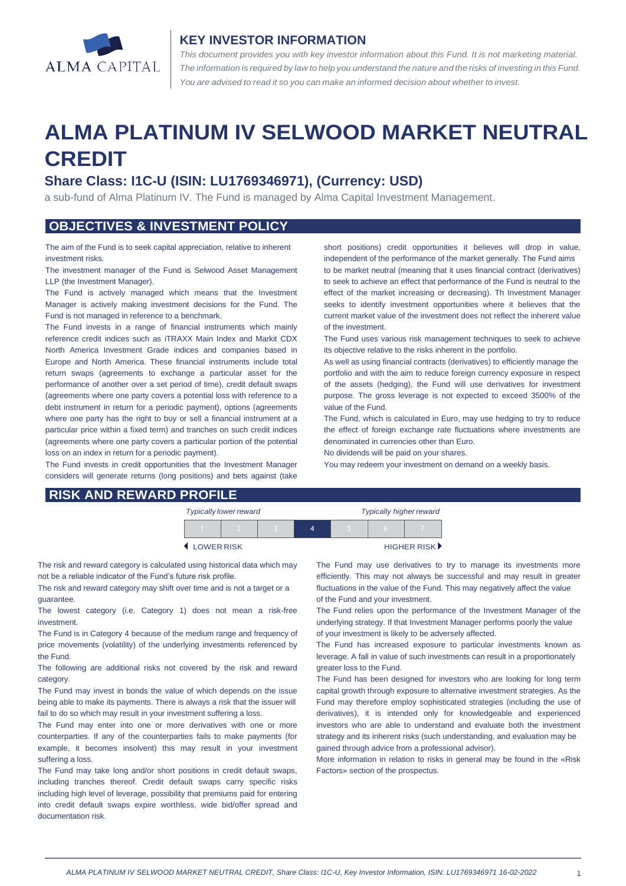ALMA CAPITAL

## KEY INVESTOR INFORMATION

*This document provides you with key investor information about this Fund. It is not marketing material. The information is required by law to help you understand the nature and the risks of investing in this Fund. You are advised to read it so you can make an informed decision about whether to invest.*

# ALMA PLATINUM IV SELWOOD MARKET NEUTRAL CREDIT

### Share Class: I1C-U (ISIN: LU1769346971), (Currency: USD)

a sub-fund of Alma Platinum IV. The Fund is managed by Alma Capital Investment Management.

## OBJECTIVES & INVESTMENT POLICY

The aim of the Fund is to seek capital appreciation, relative to inherent investment risks.

The investment manager of the Fund is Selwood Asset Management LLP (the Investment Manager).

The Fund is actively managed which means that the Investment Manager is actively making investment decisions for the Fund. The Fund is not managed in reference to a benchmark.

The Fund invests in a range of financial instruments which mainly reference credit indices such as iTRAXX Main Index and Markit CDX North America Investment Grade indices and companies based in Europe and North America. These financial instruments include total return swaps (agreements to exchange a particular asset for the performance of another over a set period of time), credit default swaps (agreements where one party covers a potential loss with reference to a debt instrument in return for a periodic payment), options (agreements where one party has the right to buy or sell a financial instrument at a particular price within a fixed term) and tranches on such credit indices (agreements where one party covers a particular portion of the potential loss on an index in return for a periodic payment).

The Fund invests in credit opportunities that the Investment Manager considers will generate returns (long positions) and bets against (take short positions) credit opportunities it believes will drop in value, independent of the performance of the market generally. The Fund aims to be market neutral (meaning that it uses financial contract (derivatives) to seek to achieve an effect that performance of the Fund is neutral to the effect of the market increasing or decreasing). Th Investment Manager seeks to identify investment opportunities where it believes that the current market value of the investment does not reflect the inherent value of the investment.

The Fund uses various risk management techniques to seek to achieve its objective relative to the risks inherent in the portfolio.

As well as using financial contracts (derivatives) to efficiently manage the portfolio and with the aim to reduce foreign currency exposure in respect of the assets (hedging), the Fund will use derivatives for investment purpose. The gross leverage is not expected to exceed 3500% of the value of the Fund.

The Fund, which is calculated in Euro, may use hedging to try to reduce the effect of foreign exchange rate fluctuations where investments are denominated in currencies other than Euro.

No dividends will be paid on your shares.

You may redeem your investment on demand on a weekly basis.

## RISK AND REWARD PROFILE

*Typically lower reward* — *Typically higher reward*

| 1 | 2 | 3 | **4** | 5 | 6 | 7 |
|---|---|---|---|---|---|---|

◀ LOWER RISK — HIGHER RISK ▶

The risk and reward category is calculated using historical data which may not be a reliable indicator of the Fund's future risk profile.

The risk and reward category may shift over time and is not a target or a guarantee.

The lowest category (i.e. Category 1) does not mean a risk-free investment.

The Fund is in Category 4 because of the medium range and frequency of price movements (volatility) of the underlying investments referenced by the Fund.

The following are additional risks not covered by the risk and reward category.

The Fund may invest in bonds the value of which depends on the issue being able to make its payments. There is always a risk that the issuer will fail to do so which may result in your investment suffering a loss.

The Fund may enter into one or more derivatives with one or more counterparties. If any of the counterparties fails to make payments (for example, it becomes insolvent) this may result in your investment suffering a loss.

The Fund may take long and/or short positions in credit default swaps, including tranches thereof. Credit default swaps carry specific risks including high level of leverage, possibility that premiums paid for entering into credit default swaps expire worthless, wide bid/offer spread and documentation risk.

The Fund may use derivatives to try to manage its investments more efficiently. This may not always be successful and may result in greater fluctuations in the value of the Fund. This may negatively affect the value of the Fund and your investment.

The Fund relies upon the performance of the Investment Manager of the underlying strategy. If that Investment Manager performs poorly the value of your investment is likely to be adversely affected.

The Fund has increased exposure to particular investments known as leverage. A fall in value of such investments can result in a proportionately greater loss to the Fund.

The Fund has been designed for investors who are looking for long term capital growth through exposure to alternative investment strategies. As the Fund may therefore employ sophisticated strategies (including the use of derivatives), it is intended only for knowledgeable and experienced investors who are able to understand and evaluate both the investment strategy and its inherent risks (such understanding, and evaluation may be gained through advice from a professional advisor).

More information in relation to risks in general may be found in the «Risk Factors» section of the prospectus.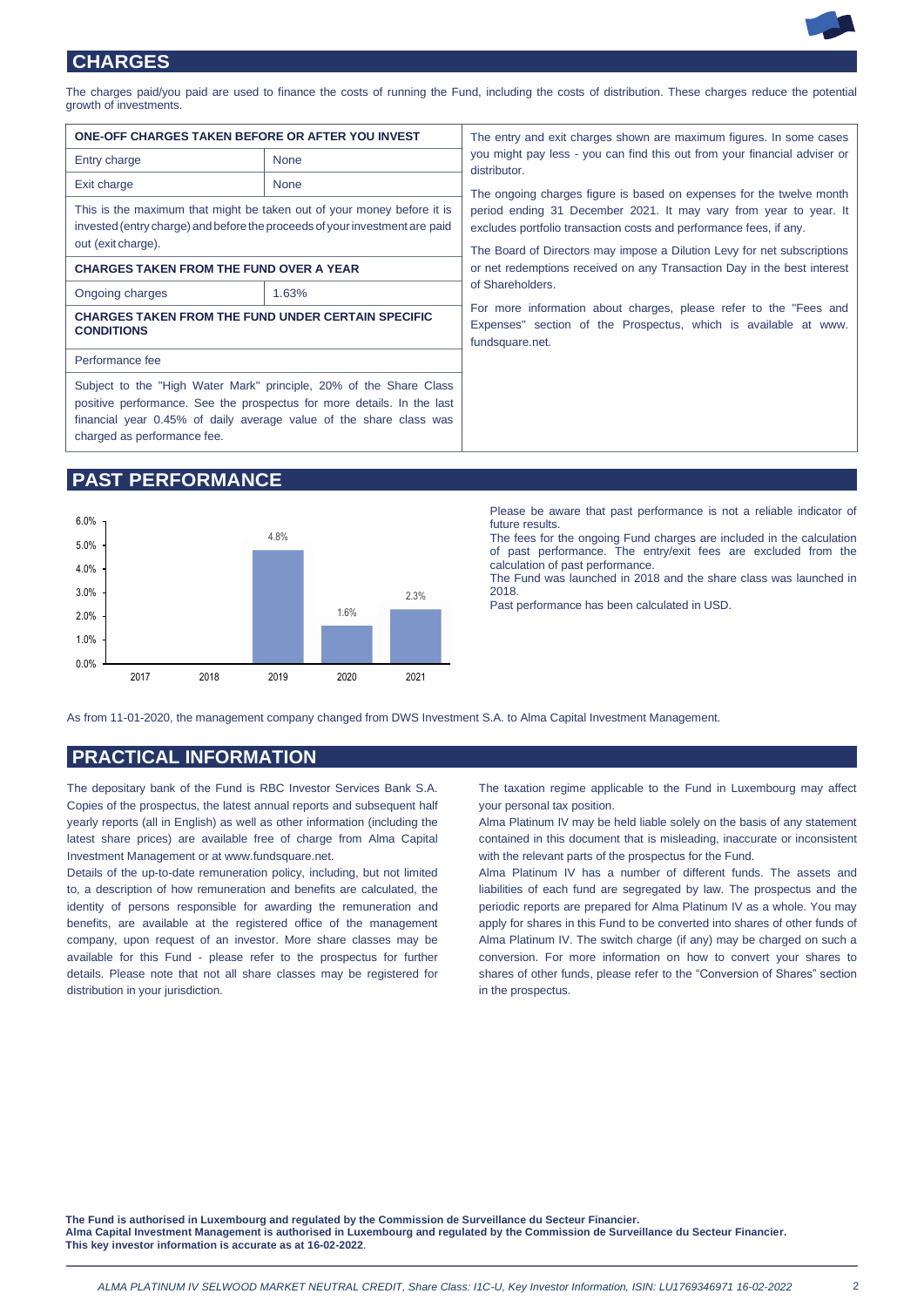## CHARGES

The charges paid/you paid are used to finance the costs of running the Fund, including the costs of distribution. These charges reduce the potential growth of investments.

| ONE-OFF CHARGES TAKEN BEFORE OR AFTER YOU INVEST | |
|---|---|
| Entry charge | None |
| Exit charge | None |
| This is the maximum that might be taken out of your money before it is invested (entry charge) and before the proceeds of your investment are paid out (exit charge). | |
| **CHARGES TAKEN FROM THE FUND OVER A YEAR** | |
| Ongoing charges | 1.63% |
| **CHARGES TAKEN FROM THE FUND UNDER CERTAIN SPECIFIC CONDITIONS** | |
| Performance fee | |
| Subject to the "High Water Mark" principle, 20% of the Share Class positive performance. See the prospectus for more details. In the last financial year 0.45% of daily average value of the share class was charged as performance fee. | |

The entry and exit charges shown are maximum figures. In some cases you might pay less - you can find this out from your financial adviser or distributor.

The ongoing charges figure is based on expenses for the twelve month period ending 31 December 2021. It may vary from year to year. It excludes portfolio transaction costs and performance fees, if any.

The Board of Directors may impose a Dilution Levy for net subscriptions or net redemptions received on any Transaction Day in the best interest of Shareholders.

For more information about charges, please refer to the "Fees and Expenses" section of the Prospectus, which is available at www.fundsquare.net.

## PAST PERFORMANCE

6.0%
5.0%
4.0%
3.0%
2.0%
1.0%
0.0%

2017 2018 2019 2020 2021

4.8%
1.6%
2.3%

Please be aware that past performance is not a reliable indicator of future results.
The fees for the ongoing Fund charges are included in the calculation of past performance. The entry/exit fees are excluded from the calculation of past performance.
The Fund was launched in 2018 and the share class was launched in 2018.
Past performance has been calculated in USD.

As from 11-01-2020, the management company changed from DWS Investment S.A. to Alma Capital Investment Management.

## PRACTICAL INFORMATION

The depositary bank of the Fund is RBC Investor Services Bank S.A. Copies of the prospectus, the latest annual reports and subsequent half yearly reports (all in English) as well as other information (including the latest share prices) are available free of charge from Alma Capital Investment Management or at www.fundsquare.net.

Details of the up-to-date remuneration policy, including, but not limited to, a description of how remuneration and benefits are calculated, the identity of persons responsible for awarding the remuneration and benefits, are available at the registered office of the management company, upon request of an investor. More share classes may be available for this Fund - please refer to the prospectus for further details. Please note that not all share classes may be registered for distribution in your jurisdiction.

The taxation regime applicable to the Fund in Luxembourg may affect your personal tax position.

Alma Platinum IV may be held liable solely on the basis of any statement contained in this document that is misleading, inaccurate or inconsistent with the relevant parts of the prospectus for the Fund.

Alma Platinum IV has a number of different funds. The assets and liabilities of each fund are segregated by law. The prospectus and the periodic reports are prepared for Alma Platinum IV as a whole. You may apply for shares in this Fund to be converted into shares of other funds of Alma Platinum IV. The switch charge (if any) may be charged on such a conversion. For more information on how to convert your shares to shares of other funds, please refer to the "Conversion of Shares" section in the prospectus.

**The Fund is authorised in Luxembourg and regulated by the Commission de Surveillance du Secteur Financier.**
**Alma Capital Investment Management is authorised in Luxembourg and regulated by the Commission de Surveillance du Secteur Financier.**
**This key investor information is accurate as at 16-02-2022.**